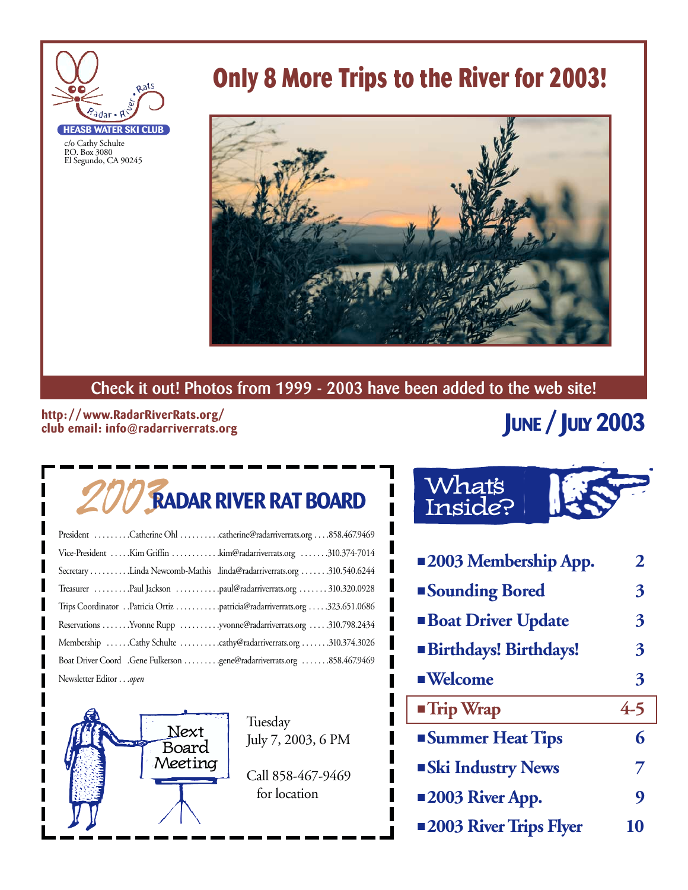Radar • River • Rats

**HEASB WATER SKI CLUB**

c/o Cathy Schulte
P.O. Box 3080
El Segundo, CA 90245

# Only 8 More Trips to the River for 2003!

**Check it out! Photos from 1999 - 2003 have been added to the web site!**

**http://www.RadarRiverRats.org/**
**club email: info@radarriverrats.org**

## JUNE / JULY 2003

## 2003 RADAR RIVER RAT BOARD

| Position | Name | Email | Phone |
|---|---|---|---|
| President | Catherine Ohl | catherine@radarriverrats.org | 858.467.9469 |
| Vice-President | Kim Griffin | kim@radarriverrats.org | 310.374-7014 |
| Secretary | Linda Newcomb-Mathis | linda@radarriverrats.org | 310.540.6244 |
| Treasurer | Paul Jackson | paul@radarriverrats.org | 310.320.0928 |
| Trips Coordinator | Patricia Ortiz | patricia@radarriverrats.org | 323.651.0686 |
| Reservations | Yvonne Rupp | yvonne@radarriverrats.org | 310.798.2434 |
| Membership | Cathy Schulte | cathy@radarriverrats.org | 310.374.3026 |
| Boat Driver Coord | Gene Fulkerson | gene@radarriverrats.org | 858.467.9469 |
| Newsletter Editor | *open* | | |

Next Board Meeting

Tuesday
July 7, 2003, 6 PM

Call 858-467-9469
for location

## What's Inside?

- **2003 Membership App.** 2
- **Sounding Bored** 3
- **Boat Driver Update** 3
- **Birthdays! Birthdays!** 3
- **Welcome** 3
- **Trip Wrap** 4-5
- **Summer Heat Tips** 6
- **Ski Industry News** 7
- **2003 River App.** 9
- **2003 River Trips Flyer** 10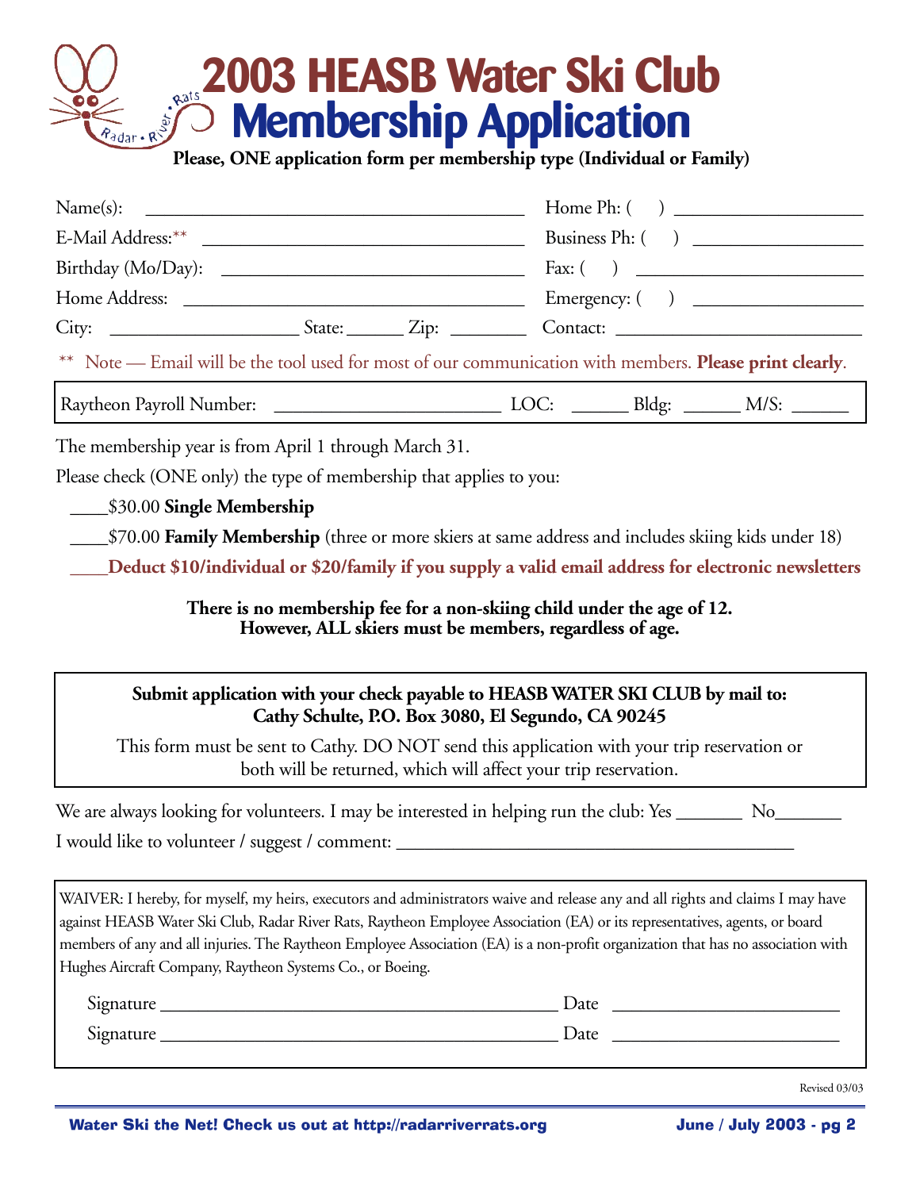# 2003 HEASB Water Ski Club Membership Application

**Please, ONE application form per membership type (Individual or Family)**

Name(s): ________________________________________ Home Ph: (    ) ____________________

E-Mail Address:** ____________________________________ Business Ph: (    ) __________________

Birthday (Mo/Day): _________________________________ Fax: (    ) ________________________

Home Address: ______________________________________ Emergency: (    ) __________________

City: ____________________ State: ______ Zip: ________ Contact: __________________________

** Note — Email will be the tool used for most of our communication with members. **Please print clearly**.

Raytheon Payroll Number: ________________________ LOC: ______ Bldg: ______ M/S: ______

The membership year is from April 1 through March 31.

Please check (ONE only) the type of membership that applies to you:

____$30.00 **Single Membership**

____$70.00 **Family Membership** (three or more skiers at same address and includes skiing kids under 18)

____**Deduct $10/individual or $20/family if you supply a valid email address for electronic newsletters**

**There is no membership fee for a non-skiing child under the age of 12.**
**However, ALL skiers must be members, regardless of age.**

**Submit application with your check payable to HEASB WATER SKI CLUB by mail to:**
**Cathy Schulte, P.O. Box 3080, El Segundo, CA 90245**

This form must be sent to Cathy. DO NOT send this application with your trip reservation or both will be returned, which will affect your trip reservation.

We are always looking for volunteers. I may be interested in helping run the club: Yes _______ No_______

I would like to volunteer / suggest / comment: __________________________________________

WAIVER: I hereby, for myself, my heirs, executors and administrators waive and release any and all rights and claims I may have against HEASB Water Ski Club, Radar River Rats, Raytheon Employee Association (EA) or its representatives, agents, or board members of any and all injuries. The Raytheon Employee Association (EA) is a non-profit organization that has no association with Hughes Aircraft Company, Raytheon Systems Co., or Boeing.

Signature ___________________________________________ Date ________________________

Signature ___________________________________________ Date ________________________

Revised 03/03

**Water Ski the Net! Check us out at http://radarriverrats.org**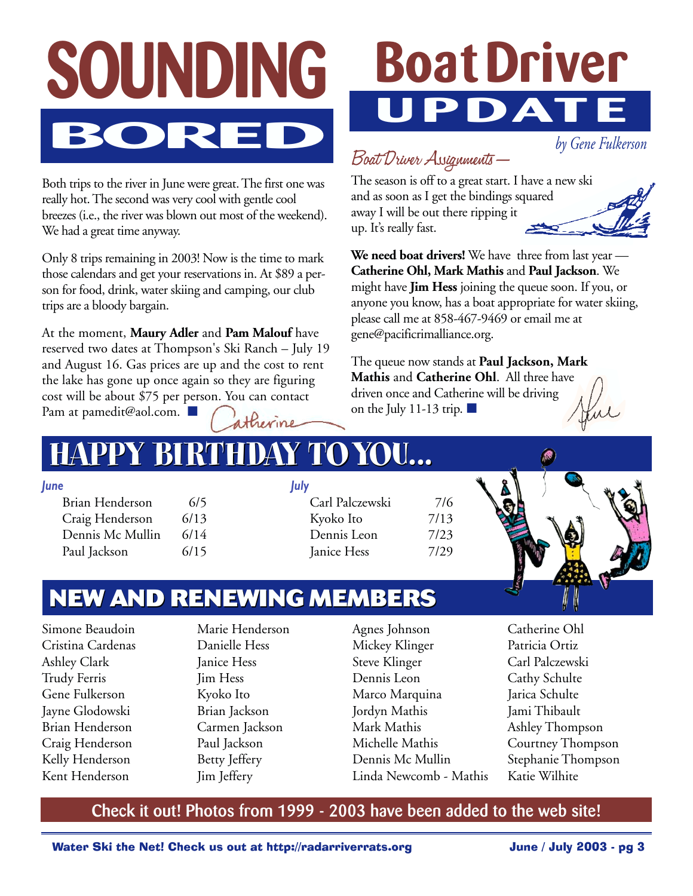# SOUNDING BORED

Both trips to the river in June were great. The first one was really hot. The second was very cool with gentle cool breezes (i.e., the river was blown out most of the weekend). We had a great time anyway.

Only 8 trips remaining in 2003! Now is the time to mark those calendars and get your reservations in. At $89 a person for food, drink, water skiing and camping, our club trips are a bloody bargain.

At the moment, **Maury Adler** and **Pam Malouf** have reserved two dates at Thompson's Ski Ranch – July 19 and August 16. Gas prices are up and the cost to rent the lake has gone up once again so they are figuring cost will be about $75 per person. You can contact Pam at pamedit@aol.com. ■

Catherine

# Boat Driver UPDATE

*by Gene Fulkerson*

*Boat Driver Assignments —*

The season is off to a great start. I have a new ski and as soon as I get the bindings squared away I will be out there ripping it up. It's really fast.

**We need boat drivers!** We have three from last year — **Catherine Ohl, Mark Mathis** and **Paul Jackson**. We might have **Jim Hess** joining the queue soon. If you, or anyone you know, has a boat appropriate for water skiing, please call me at 858-467-9469 or email me at gene@pacificrimalliance.org.

The queue now stands at **Paul Jackson, Mark Mathis** and **Catherine Ohl**. All three have driven once and Catherine will be driving on the July 11-13 trip. ■

Gene

# HAPPY BIRTHDAY TO YOU...

***June***

| Name | Date |
|---|---|
| Brian Henderson | 6/5 |
| Craig Henderson | 6/13 |
| Dennis Mc Mullin | 6/14 |
| Paul Jackson | 6/15 |

***July***

| Name | Date |
|---|---|
| Carl Palczewski | 7/6 |
| Kyoko Ito | 7/13 |
| Dennis Leon | 7/23 |
| Janice Hess | 7/29 |

# NEW AND RENEWING MEMBERS

Simone Beaudoin
Cristina Cardenas
Ashley Clark
Trudy Ferris
Gene Fulkerson
Jayne Glodowski
Brian Henderson
Craig Henderson
Kelly Henderson
Kent Henderson
Marie Henderson
Danielle Hess
Janice Hess
Jim Hess
Kyoko Ito
Brian Jackson
Carmen Jackson
Paul Jackson
Betty Jeffery
Jim Jeffery
Agnes Johnson
Mickey Klinger
Steve Klinger
Dennis Leon
Marco Marquina
Jordyn Mathis
Mark Mathis
Michelle Mathis
Dennis Mc Mullin
Linda Newcomb - Mathis
Catherine Ohl
Patricia Ortiz
Carl Palczewski
Cathy Schulte
Jarica Schulte
Jami Thibault
Ashley Thompson
Courtney Thompson
Stephanie Thompson
Katie Wilhite

**Check it out! Photos from 1999 - 2003 have been added to the web site!**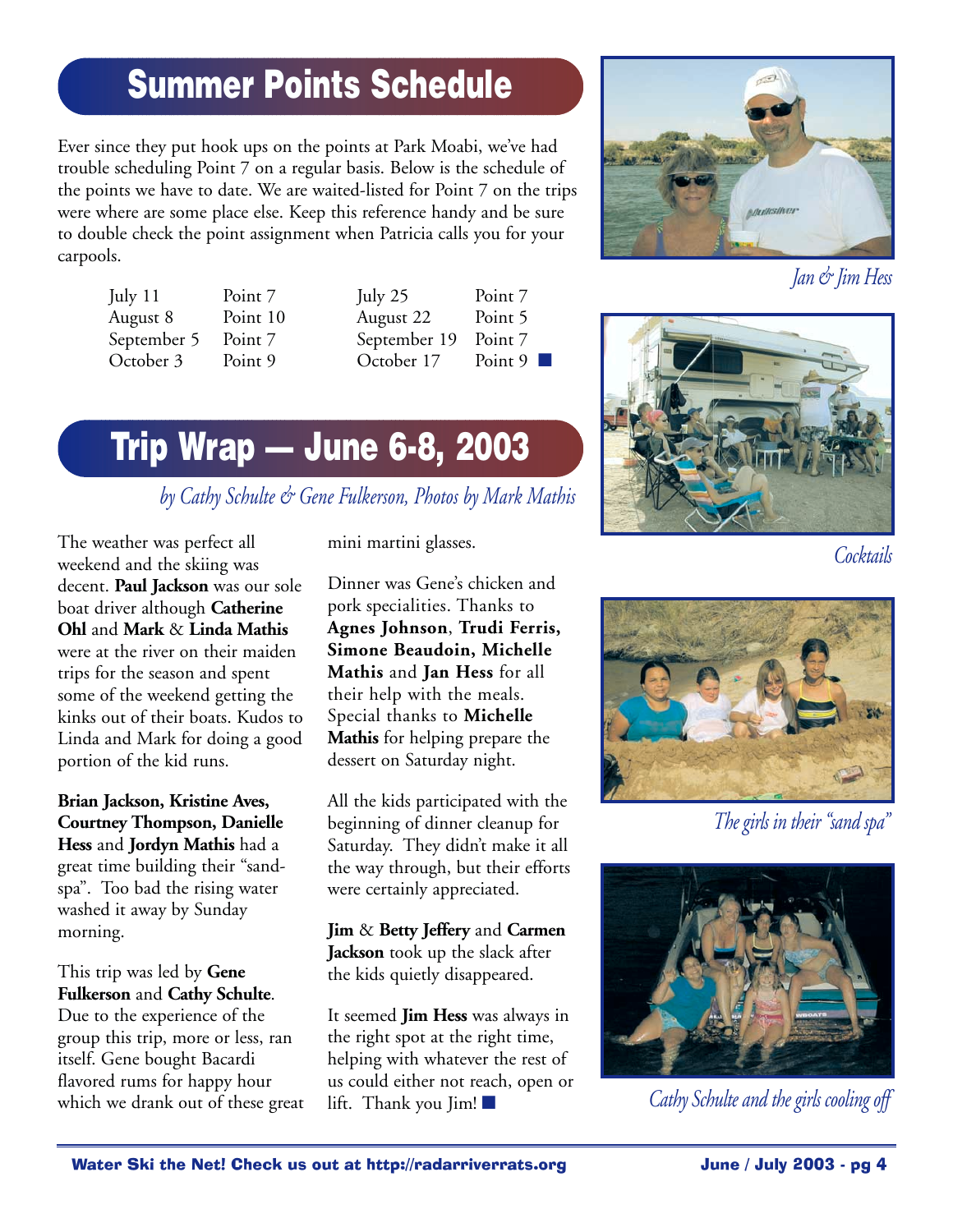## Summer Points Schedule

Ever since they put hook ups on the points at Park Moabi, we've had trouble scheduling Point 7 on a regular basis. Below is the schedule of the points we have to date. We are waited-listed for Point 7 on the trips were where are some place else. Keep this reference handy and be sure to double check the point assignment when Patricia calls you for your carpools.

| | | | |
|---|---|---|---|
| July 11 | Point 7 | July 25 | Point 7 |
| August 8 | Point 10 | August 22 | Point 5 |
| September 5 | Point 7 | September 19 | Point 7 |
| October 3 | Point 9 | October 17 | Point 9 |

## Trip Wrap — June 6-8, 2003

*by Cathy Schulte & Gene Fulkerson, Photos by Mark Mathis*

The weather was perfect all weekend and the skiing was decent. **Paul Jackson** was our sole boat driver although **Catherine Ohl** and **Mark** & **Linda Mathis** were at the river on their maiden trips for the season and spent some of the weekend getting the kinks out of their boats. Kudos to Linda and Mark for doing a good portion of the kid runs.

**Brian Jackson, Kristine Aves, Courtney Thompson, Danielle Hess** and **Jordyn Mathis** had a great time building their "sand-spa". Too bad the rising water washed it away by Sunday morning.

This trip was led by **Gene Fulkerson** and **Cathy Schulte**. Due to the experience of the group this trip, more or less, ran itself. Gene bought Bacardi flavored rums for happy hour which we drank out of these great mini martini glasses.

Dinner was Gene's chicken and pork specialities. Thanks to **Agnes Johnson**, **Trudi Ferris, Simone Beaudoin, Michelle Mathis** and **Jan Hess** for all their help with the meals. Special thanks to **Michelle Mathis** for helping prepare the dessert on Saturday night.

All the kids participated with the beginning of dinner cleanup for Saturday. They didn't make it all the way through, but their efforts were certainly appreciated.

**Jim** & **Betty Jeffery** and **Carmen Jackson** took up the slack after the kids quietly disappeared.

It seemed **Jim Hess** was always in the right spot at the right time, helping with whatever the rest of us could either not reach, open or lift. Thank you Jim!

*Jan & Jim Hess*

*Cocktails*

*The girls in their "sand spa"*

*Cathy Schulte and the girls cooling off*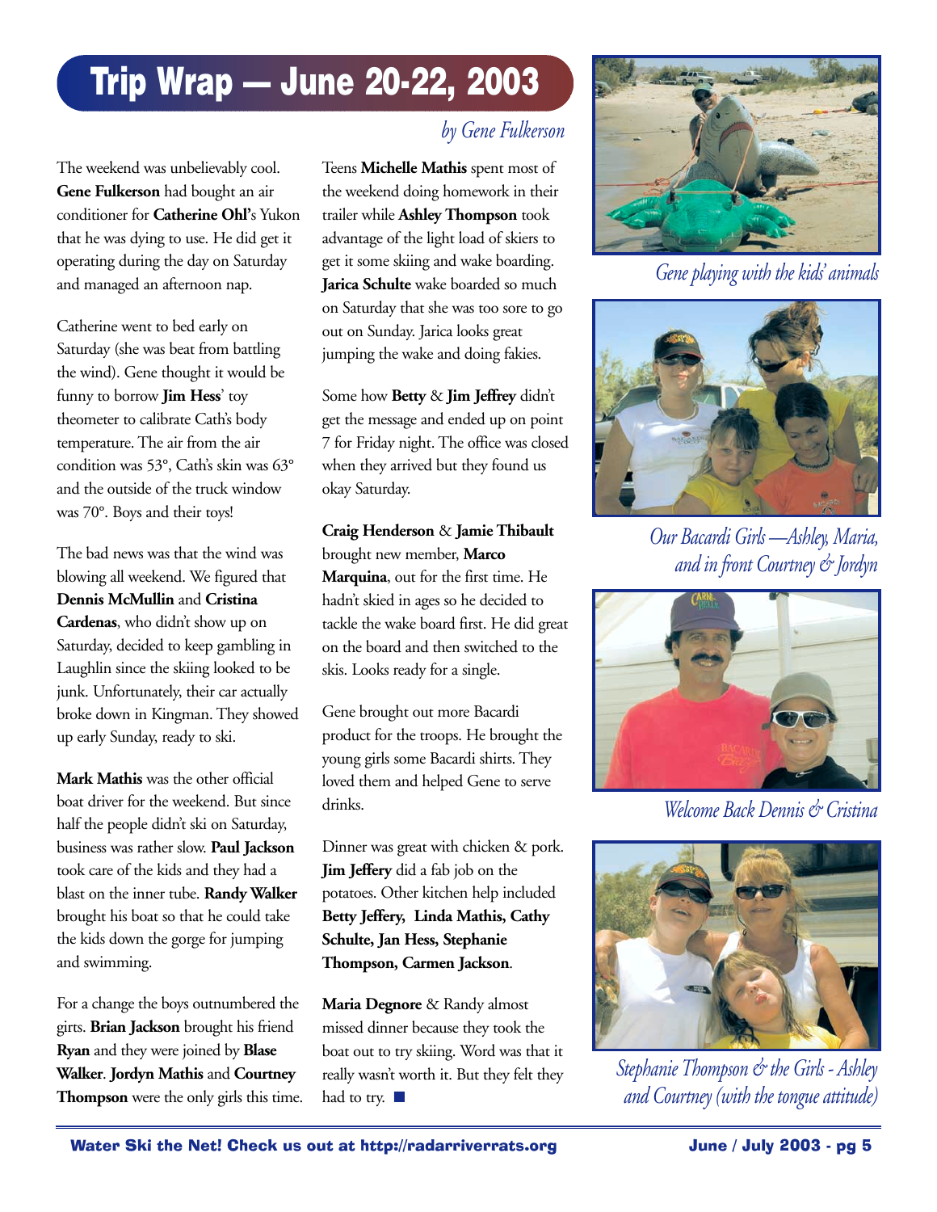# Trip Wrap — June 20-22, 2003

*by Gene Fulkerson*

The weekend was unbelievably cool. **Gene Fulkerson** had bought an air conditioner for **Catherine Ohl**'s Yukon that he was dying to use. He did get it operating during the day on Saturday and managed an afternoon nap.

Catherine went to bed early on Saturday (she was beat from battling the wind). Gene thought it would be funny to borrow **Jim Hess**' toy theometer to calibrate Cath's body temperature. The air from the air condition was 53°, Cath's skin was 63° and the outside of the truck window was 70°. Boys and their toys!

The bad news was that the wind was blowing all weekend. We figured that **Dennis McMullin** and **Cristina Cardenas**, who didn't show up on Saturday, decided to keep gambling in Laughlin since the skiing looked to be junk. Unfortunately, their car actually broke down in Kingman. They showed up early Sunday, ready to ski.

**Mark Mathis** was the other official boat driver for the weekend. But since half the people didn't ski on Saturday, business was rather slow. **Paul Jackson** took care of the kids and they had a blast on the inner tube. **Randy Walker** brought his boat so that he could take the kids down the gorge for jumping and swimming.

For a change the boys outnumbered the girts. **Brian Jackson** brought his friend **Ryan** and they were joined by **Blase Walker**. **Jordyn Mathis** and **Courtney Thompson** were the only girls this time.

Teens **Michelle Mathis** spent most of the weekend doing homework in their trailer while **Ashley Thompson** took advantage of the light load of skiers to get it some skiing and wake boarding. **Jarica Schulte** wake boarded so much on Saturday that she was too sore to go out on Sunday. Jarica looks great jumping the wake and doing fakies.

Some how **Betty** & **Jim Jeffrey** didn't get the message and ended up on point 7 for Friday night. The office was closed when they arrived but they found us okay Saturday.

**Craig Henderson** & **Jamie Thibault** brought new member, **Marco Marquina**, out for the first time. He hadn't skied in ages so he decided to tackle the wake board first. He did great on the board and then switched to the skis. Looks ready for a single.

Gene brought out more Bacardi product for the troops. He brought the young girls some Bacardi shirts. They loved them and helped Gene to serve drinks.

Dinner was great with chicken & pork. **Jim Jeffery** did a fab job on the potatoes. Other kitchen help included **Betty Jeffery, Linda Mathis, Cathy Schulte, Jan Hess, Stephanie Thompson, Carmen Jackson**.

**Maria Degnore** & Randy almost missed dinner because they took the boat out to try skiing. Word was that it really wasn't worth it. But they felt they had to try. ■

*Gene playing with the kids' animals*

*Our Bacardi Girls —Ashley, Maria, and in front Courtney & Jordyn*

*Welcome Back Dennis & Cristina*

*Stephanie Thompson & the Girls - Ashley and Courtney (with the tongue attitude)*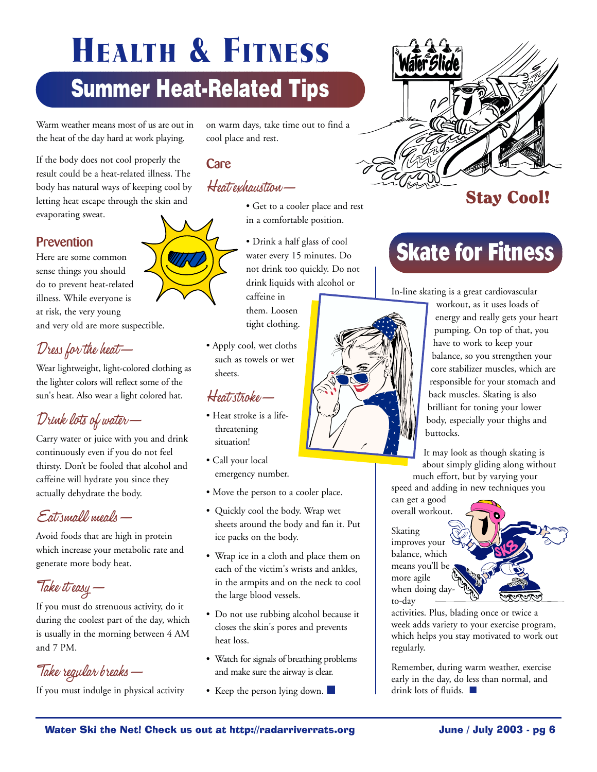# HEALTH & FITNESS

## Summer Heat-Related Tips

Warm weather means most of us are out in the heat of the day hard at work playing.

If the body does not cool properly the result could be a heat-related illness. The body has natural ways of keeping cool by letting heat escape through the skin and evaporating sweat.

### Prevention

Here are some common sense things you should do to prevent heat-related illness. While everyone is at risk, the very young and very old are more suspectible.

#### *Dress for the heat—*

Wear lightweight, light-colored clothing as the lighter colors will reflect some of the sun's heat. Also wear a light colored hat.

#### *Drink lots of water—*

Carry water or juice with you and drink continuously even if you do not feel thirsty. Don't be fooled that alcohol and caffeine will hydrate you since they actually dehydrate the body.

#### *Eat small meals —*

Avoid foods that are high in protein which increase your metabolic rate and generate more body heat.

#### *Take it easy —*

If you must do strenuous activity, do it during the coolest part of the day, which is usually in the morning between 4 AM and 7 PM.

#### *Take regular breaks —*

If you must indulge in physical activity on warm days, take time out to find a cool place and rest.

### Care

#### *Heat exhaustion—*

- Get to a cooler place and rest in a comfortable position.
- Drink a half glass of cool water every 15 minutes. Do not drink too quickly. Do not drink liquids with alcohol or caffeine in them. Loosen tight clothing.
- Apply cool, wet cloths such as towels or wet sheets.

#### *Heat stroke—*

- Heat stroke is a life-threatening situation!
- Call your local emergency number.
- Move the person to a cooler place.
- Quickly cool the body. Wrap wet sheets around the body and fan it. Put ice packs on the body.
- Wrap ice in a cloth and place them on each of the victim's wrists and ankles, in the armpits and on the neck to cool the large blood vessels.
- Do not use rubbing alcohol because it closes the skin's pores and prevents heat loss.
- Watch for signals of breathing problems and make sure the airway is clear.
- Keep the person lying down. ■

**Stay Cool!**

## Skate for Fitness

In-line skating is a great cardiovascular workout, as it uses loads of energy and really gets your heart pumping. On top of that, you have to work to keep your balance, so you strengthen your core stabilizer muscles, which are responsible for your stomach and back muscles. Skating is also brilliant for toning your lower body, especially your thighs and buttocks.

It may look as though skating is about simply gliding along without much effort, but by varying your speed and adding in new techniques you can get a good overall workout.

Skating improves your balance, which means you'll be more agile when doing day-to-day activities. Plus, blading once or twice a week adds variety to your exercise program, which helps you stay motivated to work out regularly.

Remember, during warm weather, exercise early in the day, do less than normal, and drink lots of fluids. ■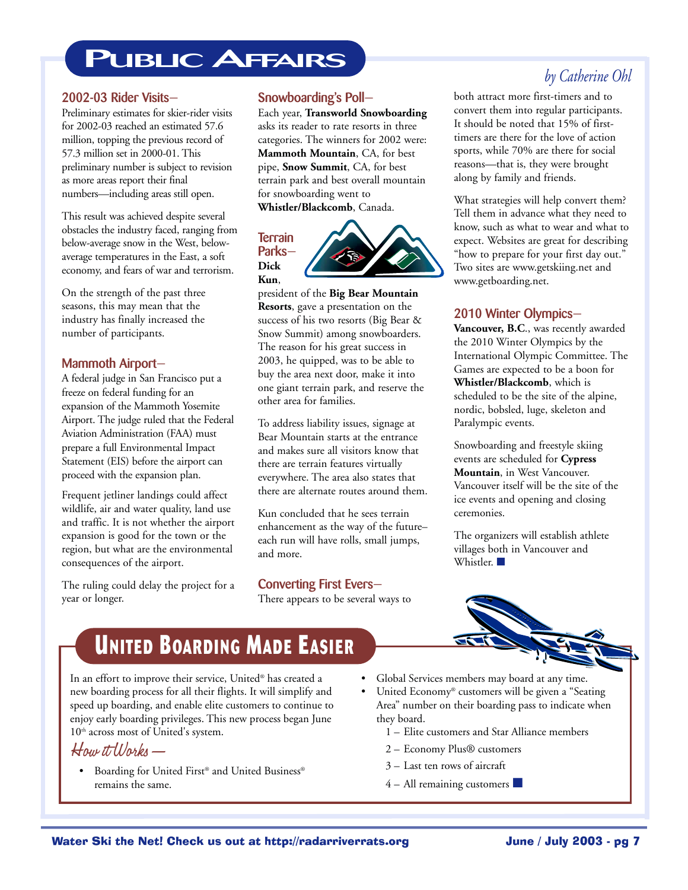# Public Affairs

*by Catherine Ohl*

### 2002-03 Rider Visits–

Preliminary estimates for skier-rider visits for 2002-03 reached an estimated 57.6 million, topping the previous record of 57.3 million set in 2000-01. This preliminary number is subject to revision as more areas report their final numbers—including areas still open.

This result was achieved despite several obstacles the industry faced, ranging from below-average snow in the West, below-average temperatures in the East, a soft economy, and fears of war and terrorism.

On the strength of the past three seasons, this may mean that the industry has finally increased the number of participants.

### Mammoth Airport–

A federal judge in San Francisco put a freeze on federal funding for an expansion of the Mammoth Yosemite Airport. The judge ruled that the Federal Aviation Administration (FAA) must prepare a full Environmental Impact Statement (EIS) before the airport can proceed with the expansion plan.

Frequent jetliner landings could affect wildlife, air and water quality, land use and traffic. It is not whether the airport expansion is good for the town or the region, but what are the environmental consequences of the airport.

The ruling could delay the project for a year or longer.

### Snowboarding's Poll–

Each year, **Transworld Snowboarding** asks its reader to rate resorts in three categories. The winners for 2002 were: **Mammoth Mountain**, CA, for best pipe, **Snow Summit**, CA, for best terrain park and best overall mountain for snowboarding went to **Whistler/Blackcomb**, Canada.

### Terrain Parks–

**Dick Kun**, president of the **Big Bear Mountain Resorts**, gave a presentation on the success of his two resorts (Big Bear & Snow Summit) among snowboarders. The reason for his great success in 2003, he quipped, was to be able to buy the area next door, make it into one giant terrain park, and reserve the other area for families.

To address liability issues, signage at Bear Mountain starts at the entrance and makes sure all visitors know that there are terrain features virtually everywhere. The area also states that there are alternate routes around them.

Kun concluded that he sees terrain enhancement as the way of the future–each run will have rolls, small jumps, and more.

### Converting First Evers–

There appears to be several ways to both attract more first-timers and to convert them into regular participants. It should be noted that 15% of first-timers are there for the love of action sports, while 70% are there for social reasons—that is, they were brought along by family and friends.

What strategies will help convert them? Tell them in advance what they need to know, such as what to wear and what to expect. Websites are great for describing "how to prepare for your first day out." Two sites are www.getskiing.net and www.getboarding.net.

### 2010 Winter Olympics–

**Vancouver, B.C.**, was recently awarded the 2010 Winter Olympics by the International Olympic Committee. The Games are expected to be a boon for **Whistler/Blackcomb**, which is scheduled to be the site of the alpine, nordic, bobsled, luge, skeleton and Paralympic events.

Snowboarding and freestyle skiing events are scheduled for **Cypress Mountain**, in West Vancouver. Vancouver itself will be the site of the ice events and opening and closing ceremonies.

The organizers will establish athlete villages both in Vancouver and Whistler. ■

# United Boarding Made Easier

In an effort to improve their service, United® has created a new boarding process for all their flights. It will simplify and speed up boarding, and enable elite customers to continue to enjoy early boarding privileges. This new process began June 10th across most of United's system.

*How it Works —*

- Boarding for United First® and United Business® remains the same.
- Global Services members may board at any time.
- United Economy® customers will be given a "Seating Area" number on their boarding pass to indicate when they board.
  1 – Elite customers and Star Alliance members
  2 – Economy Plus® customers
  3 – Last ten rows of aircraft
  4 – All remaining customers ■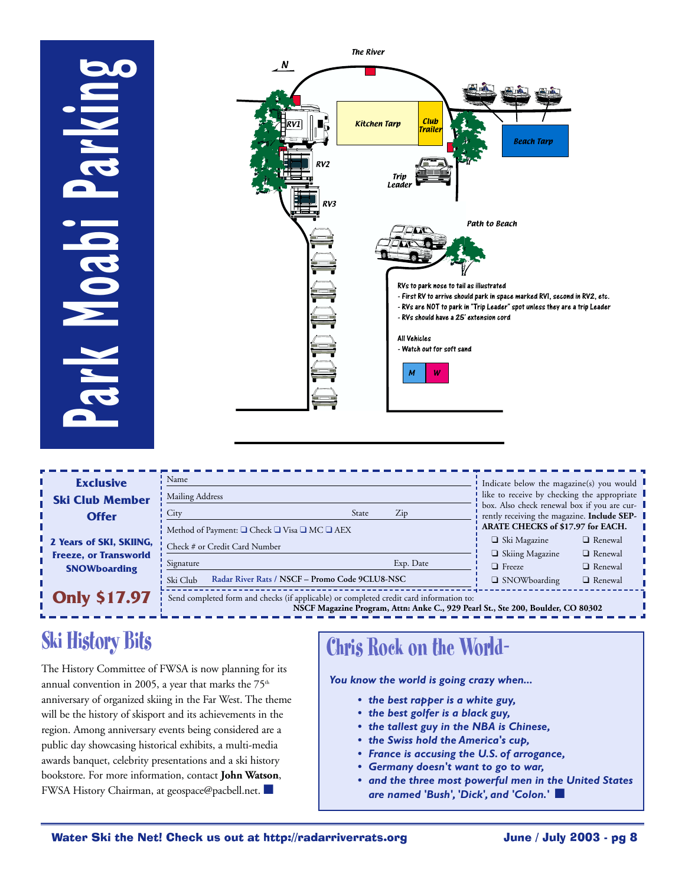# Park Moabi Parking

The River

N

RV1

RV2

RV3

Kitchen Tarp

Club Trailer

Beach Tarp

Trip Leader

Path to Beach

RVs to park nose to tail as illustrated
- First RV to arrive should park in space marked RV1, second in RV2, etc.
- RVs are NOT to park in "Trip Leader" spot unless they are a trip Leader
- RVs should have a 25' extension cord

All Vehicles
- Watch out for soft sand

M W

---

**Exclusive Ski Club Member Offer**

**2 Years of SKI, SKIING, Freeze, or Transworld SNOWboarding**

**Only $17.97**

Name

Mailing Address

City State Zip

Method of Payment: ❑ Check ❑ Visa ❑ MC ❑ AEX

Check # or Credit Card Number

Signature Exp. Date

Ski Club **Radar River Rats / NSCF – Promo Code 9CLU8-NSC**

Indicate below the magazine(s) you would like to receive by checking the appropriate box. Also check renewal box if you are currently receiving the magazine. **Include SEPARATE CHECKS of $17.97 for EACH.**

| | |
|---|---|
| ❑ Ski Magazine | ❑ Renewal |
| ❑ Skiing Magazine | ❑ Renewal |
| ❑ Freeze | ❑ Renewal |
| ❑ SNOWboarding | ❑ Renewal |

Send completed form and checks (if applicable) or completed credit card information to:
**NSCF Magazine Program, Attn: Anke C., 929 Pearl St., Ste 200, Boulder, CO 80302**

## Ski History Bits

The History Committee of FWSA is now planning for its annual convention in 2005, a year that marks the 75th anniversary of organized skiing in the Far West. The theme will be the history of skisport and its achievements in the region. Among anniversary events being considered are a public day showcasing historical exhibits, a multi-media awards banquet, celebrity presentations and a ski history bookstore. For more information, contact **John Watson**, FWSA History Chairman, at geospace@pacbell.net. ■

## Chris Rock on the World-

*You know the world is going crazy when...*

- *the best rapper is a white guy,*
- *the best golfer is a black guy,*
- *the tallest guy in the NBA is Chinese,*
- *the Swiss hold the America's cup,*
- *France is accusing the U.S. of arrogance,*
- *Germany doesn't want to go to war,*
- *and the three most powerful men in the United States are named 'Bush', 'Dick', and 'Colon.'* ■

**Water Ski the Net! Check us out at http://radarriverrats.org**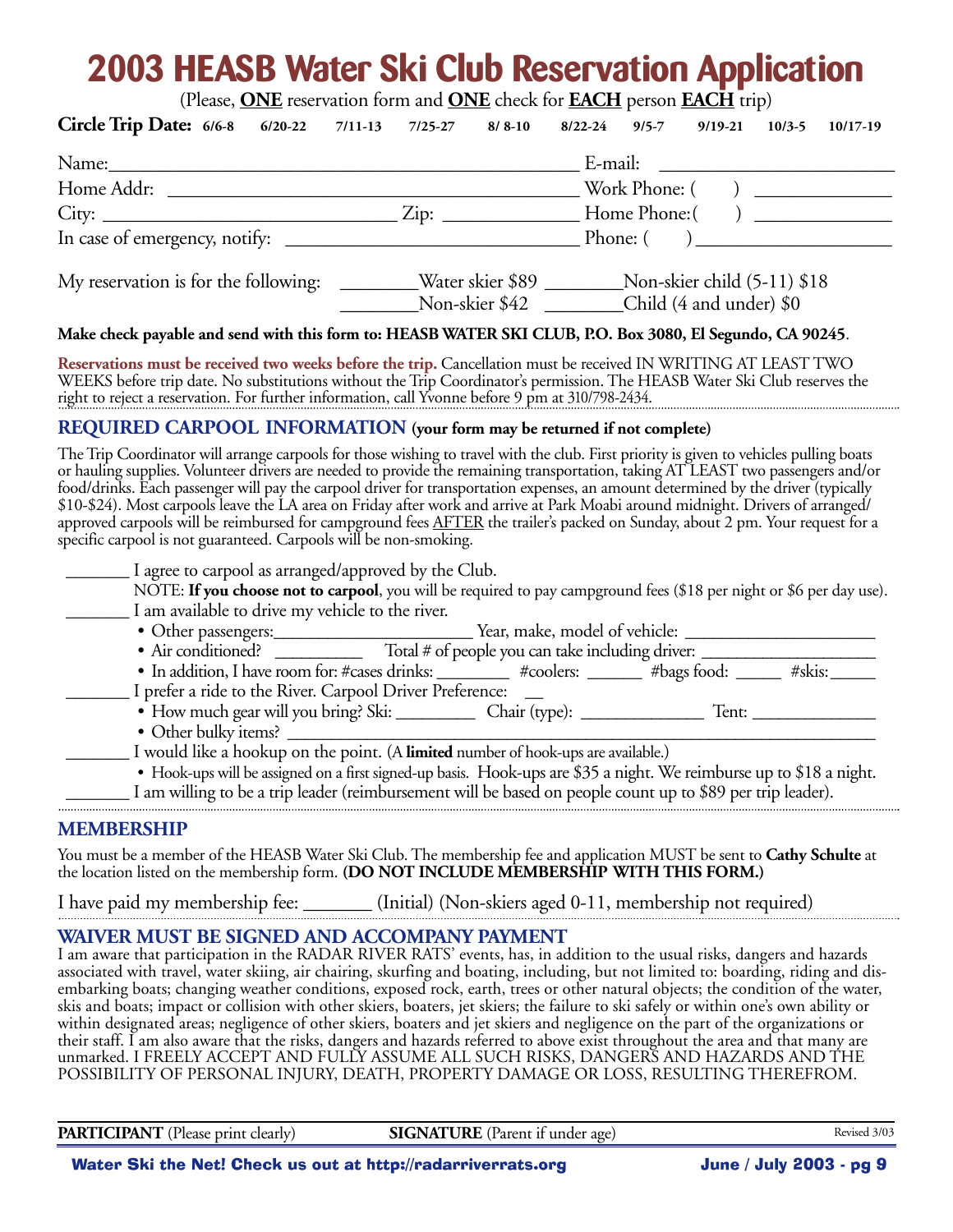# 2003 HEASB Water Ski Club Reservation Application

(Please, **ONE** reservation form and **ONE** check for **EACH** person **EACH** trip)

**Circle Trip Date:** 6/6-8 6/20-22 7/11-13 7/25-27 8/ 8-10 8/22-24 9/5-7 9/19-21 10/3-5 10/17-19

Name:_______________________________________ E-mail: ______________________

Home Addr: ___________________________________ Work Phone: ( ) ____________

City: __________________________ Zip: ____________ Home Phone:( ) ____________

In case of emergency, notify: __________________________ Phone: ( ) ________________

My reservation is for the following: _______Water skier $89 _______Non-skier child (5-11) $18
_______Non-skier $42 _______Child (4 and under) $0

**Make check payable and send with this form to: HEASB WATER SKI CLUB, P.O. Box 3080, El Segundo, CA 90245**.

**Reservations must be received two weeks before the trip.** Cancellation must be received IN WRITING AT LEAST TWO WEEKS before trip date. No substitutions without the Trip Coordinator's permission. The HEASB Water Ski Club reserves the right to reject a reservation. For further information, call Yvonne before 9 pm at 310/798-2434.

## REQUIRED CARPOOL INFORMATION (your form may be returned if not complete)

The Trip Coordinator will arrange carpools for those wishing to travel with the club. First priority is given to vehicles pulling boats or hauling supplies. Volunteer drivers are needed to provide the remaining transportation, taking AT LEAST two passengers and/or food/drinks. Each passenger will pay the carpool driver for transportation expenses, an amount determined by the driver (typically $10-$24). Most carpools leave the LA area on Friday after work and arrive at Park Moabi around midnight. Drivers of arranged/approved carpools will be reimbursed for campground fees AFTER the trailer's packed on Sunday, about 2 pm. Your request for a specific carpool is not guaranteed. Carpools will be non-smoking.

_______ I agree to carpool as arranged/approved by the Club.

NOTE: **If you choose not to carpool**, you will be required to pay campground fees ($18 per night or $6 per day use).

_______ I am available to drive my vehicle to the river.

- Other passengers:____________________ Year, make, model of vehicle: ____________________
- Air conditioned? _________ Total # of people you can take including driver: ________________
- In addition, I have room for: #cases drinks: ________ #coolers: ______ #bags food: _____ #skis:_____

_______ I prefer a ride to the River. Carpool Driver Preference: __

- How much gear will you bring? Ski: _________ Chair (type): _____________ Tent: _____________
- Other bulky items? _____________________________________________________________

_______ I would like a hookup on the point. (A **limited** number of hook-ups are available.)

- Hook-ups will be assigned on a first signed-up basis. Hook-ups are $35 a night. We reimburse up to $18 a night.

_______ I am willing to be a trip leader (reimbursement will be based on people count up to $89 per trip leader).

## MEMBERSHIP

You must be a member of the HEASB Water Ski Club. The membership fee and application MUST be sent to **Cathy Schulte** at the location listed on the membership form. **(DO NOT INCLUDE MEMBERSHIP WITH THIS FORM.)**

I have paid my membership fee: _______ (Initial) (Non-skiers aged 0-11, membership not required)

## WAIVER MUST BE SIGNED AND ACCOMPANY PAYMENT

I am aware that participation in the RADAR RIVER RATS' events, has, in addition to the usual risks, dangers and hazards associated with travel, water skiing, air chairing, skurfing and boating, including, but not limited to: boarding, riding and disembarking boats; changing weather conditions, exposed rock, earth, trees or other natural objects; the condition of the water, skis and boats; impact or collision with other skiers, boaters, jet skiers; the failure to ski safely or within one's own ability or within designated areas; negligence of other skiers, boaters and jet skiers and negligence on the part of the organizations or their staff. I am also aware that the risks, dangers and hazards referred to above exist throughout the area and that many are unmarked. I FREELY ACCEPT AND FULLY ASSUME ALL SUCH RISKS, DANGERS AND HAZARDS AND THE POSSIBILITY OF PERSONAL INJURY, DEATH, PROPERTY DAMAGE OR LOSS, RESULTING THEREFROM.

**PARTICIPANT** (Please print clearly) **SIGNATURE** (Parent if under age) Revised 3/03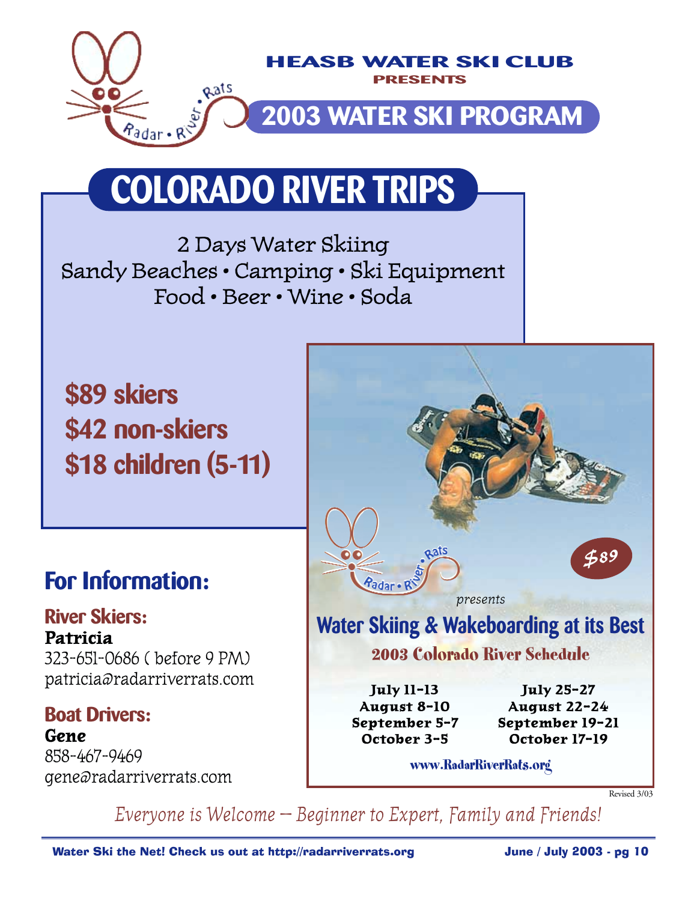HEASB WATER SKI CLUB

PRESENTS

# 2003 WATER SKI PROGRAM

## COLORADO RIVER TRIPS

2 Days Water Skiing
Sandy Beaches • Camping • Ski Equipment
Food • Beer • Wine • Soda

**$89 skiers**
**$42 non-skiers**
**$18 children (5-11)**

## For Information:

### River Skiers:

**Patricia**
323-651-0686 ( before 9 PM)
patricia@radarriverrats.com

### Boat Drivers:

**Gene**
858-467-9469
gene@radarriverrats.com

Radar • River • Rats

$89

*presents*

### Water Skiing & Wakeboarding at its Best

**2003 Colorado River Schedule**

| | |
|---|---|
| July 11-13 | July 25-27 |
| August 8-10 | August 22-24 |
| September 5-7 | September 19-21 |
| October 3-5 | October 17-19 |

www.RadarRiverRats.org

Revised 3/03

*Everyone is Welcome — Beginner to Expert, Family and Friends!*

**Water Ski the Net! Check us out at http://radarriverrats.org**